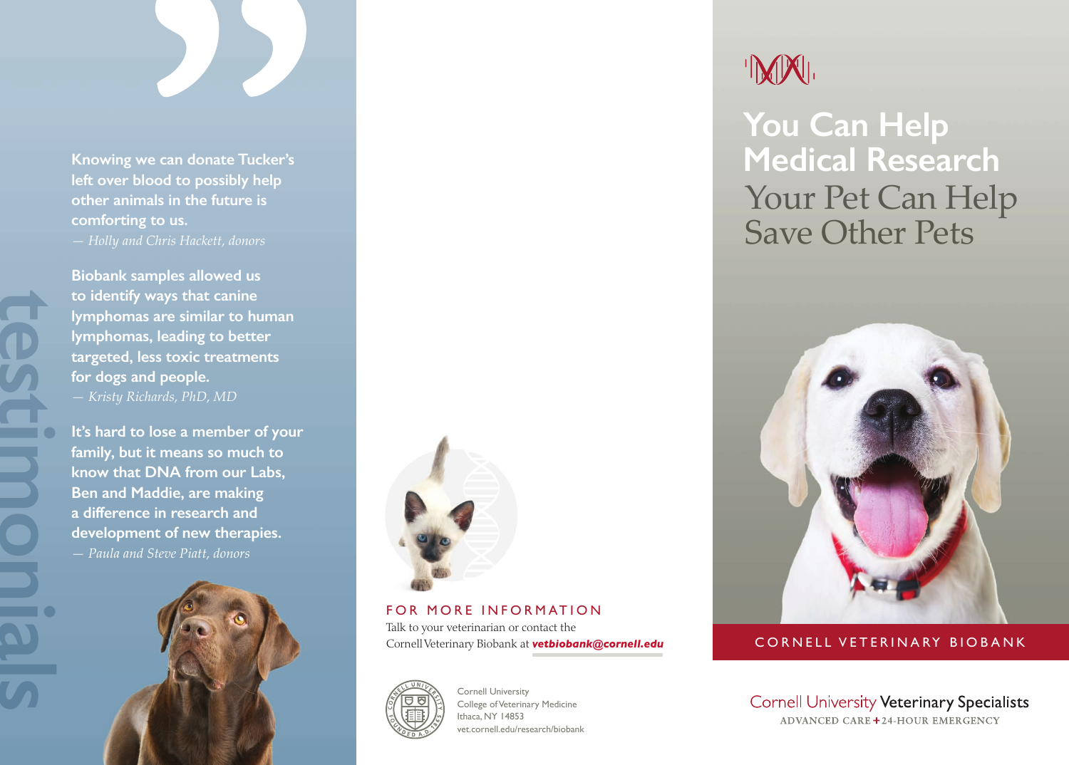# testimonials

**Knowing we can donate Tucker's left over blood to possibly help other animals in the future is comforting to us.**
*— Holly and Chris Hackett, donors*

**Biobank samples allowed us to identify ways that canine lymphomas are similar to human lymphomas, leading to better targeted, less toxic treatments for dogs and people.**
*— Kristy Richards, PhD, MD*

**It's hard to lose a member of your family, but it means so much to know that DNA from our Labs, Ben and Maddie, are making a difference in research and development of new therapies.**
*— Paula and Steve Piatt, donors*

## FOR MORE INFORMATION

Talk to your veterinarian or contact the Cornell Veterinary Biobank at ***vetbiobank@cornell.edu***

Cornell University
College of Veterinary Medicine
Ithaca, NY 14853
vet.cornell.edu/research/biobank

# You Can Help Medical Research

## Your Pet Can Help Save Other Pets

CORNELL VETERINARY BIOBANK

Cornell University Veterinary Specialists
ADVANCED CARE + 24-HOUR EMERGENCY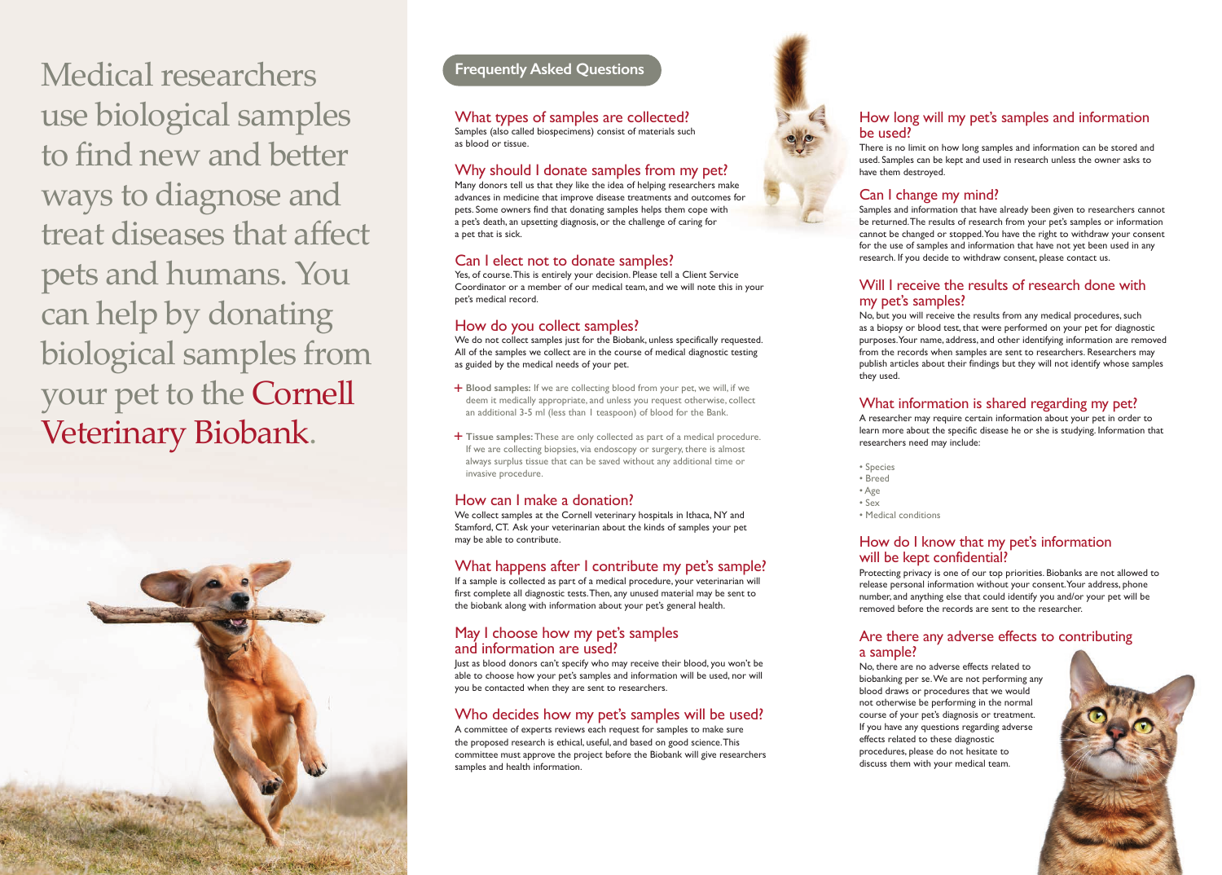Medical researchers use biological samples to find new and better ways to diagnose and treat diseases that affect pets and humans. You can help by donating biological samples from your pet to the Cornell Veterinary Biobank.

## Frequently Asked Questions

### What types of samples are collected?

Samples (also called biospecimens) consist of materials such as blood or tissue.

### Why should I donate samples from my pet?

Many donors tell us that they like the idea of helping researchers make advances in medicine that improve disease treatments and outcomes for pets. Some owners find that donating samples helps them cope with a pet's death, an upsetting diagnosis, or the challenge of caring for a pet that is sick.

### Can I elect not to donate samples?

Yes, of course. This is entirely your decision. Please tell a Client Service Coordinator or a member of our medical team, and we will note this in your pet's medical record.

### How do you collect samples?

We do not collect samples just for the Biobank, unless specifically requested. All of the samples we collect are in the course of medical diagnostic testing as guided by the medical needs of your pet.

+ **Blood samples:** If we are collecting blood from your pet, we will, if we deem it medically appropriate, and unless you request otherwise, collect an additional 3-5 ml (less than 1 teaspoon) of blood for the Bank.
+ **Tissue samples:** These are only collected as part of a medical procedure. If we are collecting biopsies, via endoscopy or surgery, there is almost always surplus tissue that can be saved without any additional time or invasive procedure.

### How can I make a donation?

We collect samples at the Cornell veterinary hospitals in Ithaca, NY and Stamford, CT. Ask your veterinarian about the kinds of samples your pet may be able to contribute.

### What happens after I contribute my pet's sample?

If a sample is collected as part of a medical procedure, your veterinarian will first complete all diagnostic tests. Then, any unused material may be sent to the biobank along with information about your pet's general health.

### May I choose how my pet's samples and information are used?

Just as blood donors can't specify who may receive their blood, you won't be able to choose how your pet's samples and information will be used, nor will you be contacted when they are sent to researchers.

### Who decides how my pet's samples will be used?

A committee of experts reviews each request for samples to make sure the proposed research is ethical, useful, and based on good science. This committee must approve the project before the Biobank will give researchers samples and health information.

### How long will my pet's samples and information be used?

There is no limit on how long samples and information can be stored and used. Samples can be kept and used in research unless the owner asks to have them destroyed.

### Can I change my mind?

Samples and information that have already been given to researchers cannot be returned. The results of research from your pet's samples or information cannot be changed or stopped. You have the right to withdraw your consent for the use of samples and information that have not yet been used in any research. If you decide to withdraw consent, please contact us.

### Will I receive the results of research done with my pet's samples?

No, but you will receive the results from any medical procedures, such as a biopsy or blood test, that were performed on your pet for diagnostic purposes. Your name, address, and other identifying information are removed from the records when samples are sent to researchers. Researchers may publish articles about their findings but they will not identify whose samples they used.

### What information is shared regarding my pet?

A researcher may require certain information about your pet in order to learn more about the specific disease he or she is studying. Information that researchers need may include:

- Species
- Breed
- Age
- Sex
- Medical conditions

### How do I know that my pet's information will be kept confidential?

Protecting privacy is one of our top priorities. Biobanks are not allowed to release personal information without your consent. Your address, phone number, and anything else that could identify you and/or your pet will be removed before the records are sent to the researcher.

### Are there any adverse effects to contributing a sample?

No, there are no adverse effects related to biobanking per se. We are not performing any blood draws or procedures that we would not otherwise be performing in the normal course of your pet's diagnosis or treatment. If you have any questions regarding adverse effects related to these diagnostic procedures, please do not hesitate to discuss them with your medical team.